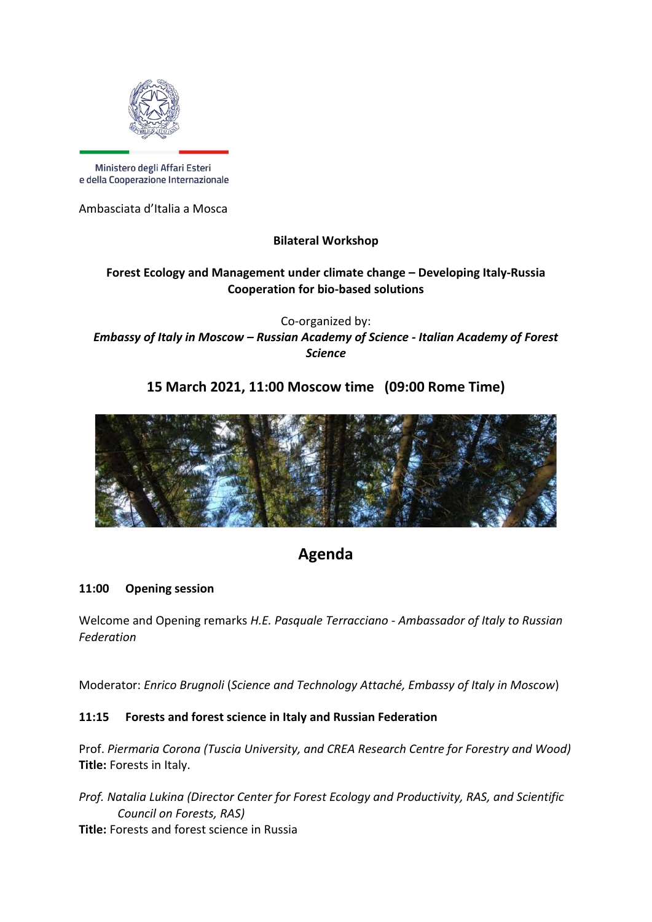Ministero degli Affari Esteri
e della Cooperazione Internazionale

Ambasciata d'Italia a Mosca

**Bilateral Workshop**

**Forest Ecology and Management under climate change – Developing Italy-Russia Cooperation for bio-based solutions**

Co-organized by:
***Embassy of Italy in Moscow – Russian Academy of Science - Italian Academy of Forest Science***

## 15 March 2021, 11:00 Moscow time (09:00 Rome Time)

# Agenda

**11:00 Opening session**

Welcome and Opening remarks *H.E. Pasquale Terracciano - Ambassador of Italy to Russian Federation*

Moderator: *Enrico Brugnoli* (*Science and Technology Attaché, Embassy of Italy in Moscow*)

**11:15 Forests and forest science in Italy and Russian Federation**

Prof. *Piermaria Corona (Tuscia University, and CREA Research Centre for Forestry and Wood)*
**Title:** Forests in Italy.

*Prof. Natalia Lukina (Director Center for Forest Ecology and Productivity, RAS, and Scientific Council on Forests, RAS)*
**Title:** Forests and forest science in Russia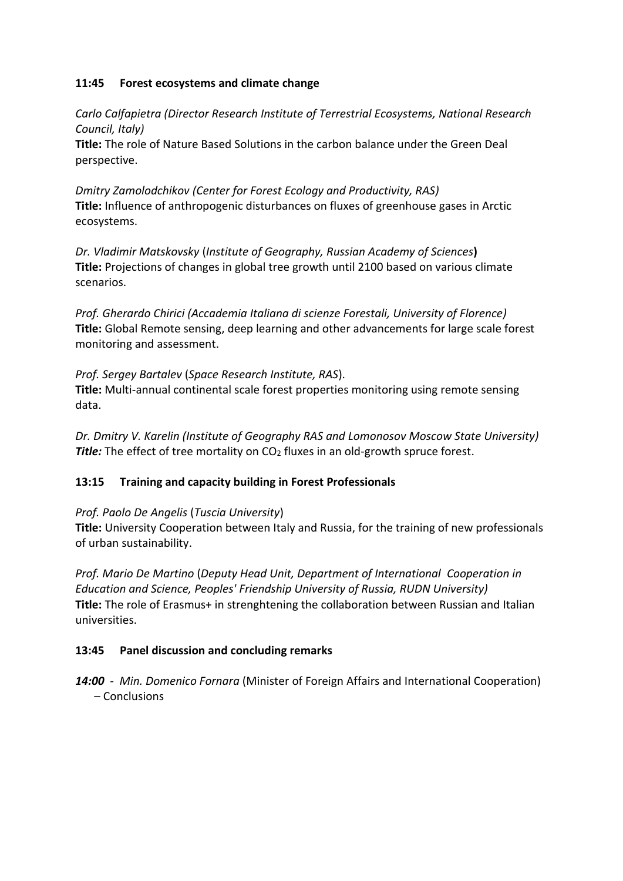**11:45 Forest ecosystems and climate change**

*Carlo Calfapietra (Director Research Institute of Terrestrial Ecosystems, National Research Council, Italy)*
**Title:** The role of Nature Based Solutions in the carbon balance under the Green Deal perspective.

*Dmitry Zamolodchikov (Center for Forest Ecology and Productivity, RAS)*
**Title:** Influence of anthropogenic disturbances on fluxes of greenhouse gases in Arctic ecosystems.

*Dr. Vladimir Matskovsky* (*Institute of Geography, Russian Academy of Sciences***)**
**Title:** Projections of changes in global tree growth until 2100 based on various climate scenarios.

*Prof. Gherardo Chirici (Accademia Italiana di scienze Forestali, University of Florence)*
**Title:** Global Remote sensing, deep learning and other advancements for large scale forest monitoring and assessment.

*Prof. Sergey Bartalev* (*Space Research Institute, RAS*).
**Title:** Multi-annual continental scale forest properties monitoring using remote sensing data.

*Dr. Dmitry V. Karelin (Institute of Geography RAS and Lomonosov Moscow State University)*
***Title:*** The effect of tree mortality on $CO_2$ fluxes in an old-growth spruce forest.

**13:15 Training and capacity building in Forest Professionals**

*Prof. Paolo De Angelis* (*Tuscia University*)
**Title:** University Cooperation between Italy and Russia, for the training of new professionals of urban sustainability.

*Prof. Mario De Martino* (*Deputy Head Unit, Department of International Cooperation in Education and Science, Peoples' Friendship University of Russia, RUDN University)*
**Title:** The role of Erasmus+ in strenghtening the collaboration between Russian and Italian universities.

**13:45 Panel discussion and concluding remarks**

***14:00*** - *Min. Domenico Fornara* (Minister of Foreign Affairs and International Cooperation) – Conclusions